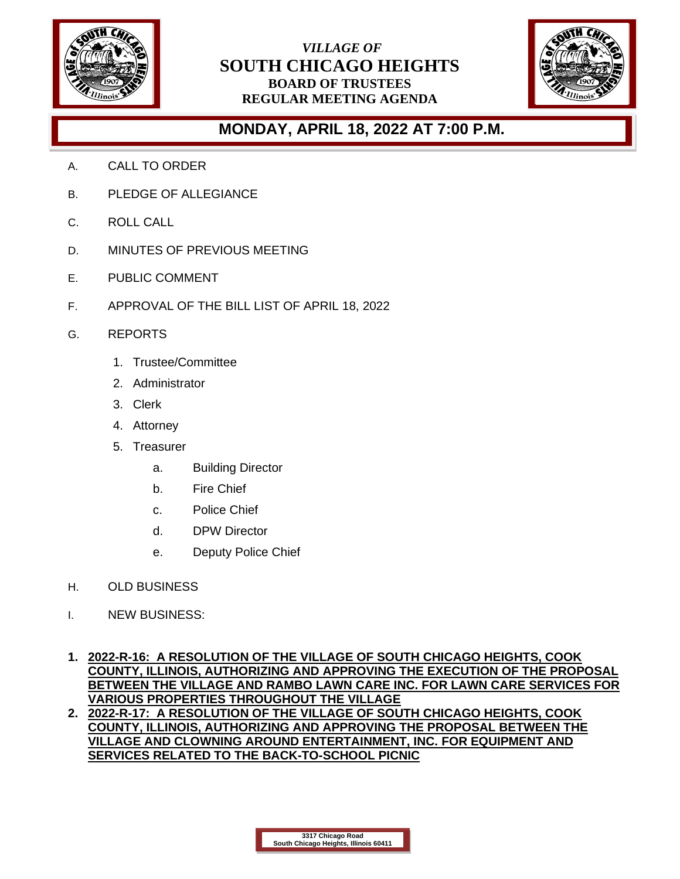*VILLAGE OF*

# SOUTH CHICAGO HEIGHTS

## BOARD OF TRUSTEES REGULAR MEETING AGENDA

## MONDAY, APRIL 18, 2022 AT 7:00 P.M.

A. CALL TO ORDER

B. PLEDGE OF ALLEGIANCE

C. ROLL CALL

D. MINUTES OF PREVIOUS MEETING

E. PUBLIC COMMENT

F. APPROVAL OF THE BILL LIST OF APRIL 18, 2022

G. REPORTS

1. Trustee/Committee
2. Administrator
3. Clerk
4. Attorney
5. Treasurer
    - a. Building Director
    - b. Fire Chief
    - c. Police Chief
    - d. DPW Director
    - e. Deputy Police Chief

H. OLD BUSINESS

I. NEW BUSINESS:

1. **2022-R-16: A RESOLUTION OF THE VILLAGE OF SOUTH CHICAGO HEIGHTS, COOK COUNTY, ILLINOIS, AUTHORIZING AND APPROVING THE EXECUTION OF THE PROPOSAL BETWEEN THE VILLAGE AND RAMBO LAWN CARE INC. FOR LAWN CARE SERVICES FOR VARIOUS PROPERTIES THROUGHOUT THE VILLAGE**
2. **2022-R-17: A RESOLUTION OF THE VILLAGE OF SOUTH CHICAGO HEIGHTS, COOK COUNTY, ILLINOIS, AUTHORIZING AND APPROVING THE PROPOSAL BETWEEN THE VILLAGE AND CLOWNING AROUND ENTERTAINMENT, INC. FOR EQUIPMENT AND SERVICES RELATED TO THE BACK-TO-SCHOOL PICNIC**

3317 Chicago Road
South Chicago Heights, Illinois 60411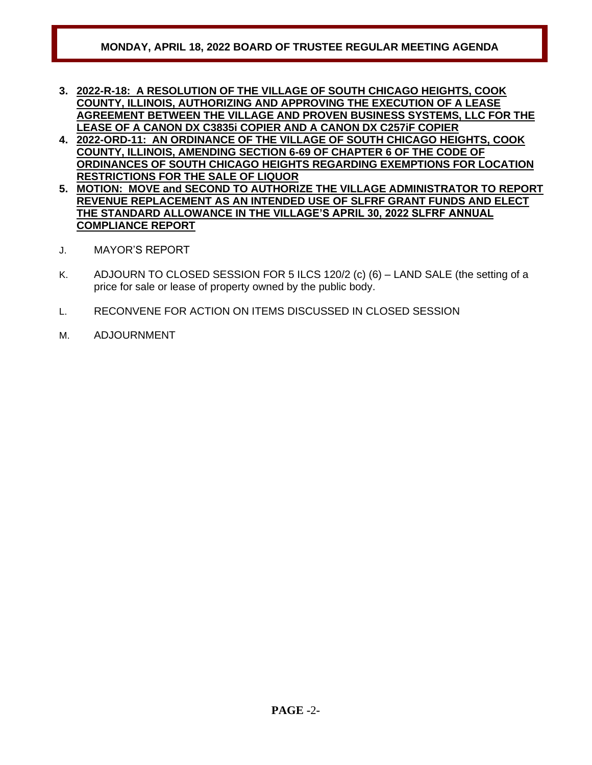3. **2022-R-18: A RESOLUTION OF THE VILLAGE OF SOUTH CHICAGO HEIGHTS, COOK COUNTY, ILLINOIS, AUTHORIZING AND APPROVING THE EXECUTION OF A LEASE AGREEMENT BETWEEN THE VILLAGE AND PROVEN BUSINESS SYSTEMS, LLC FOR THE LEASE OF A CANON DX C3835i COPIER AND A CANON DX C257iF COPIER**
4. **2022-ORD-11: AN ORDINANCE OF THE VILLAGE OF SOUTH CHICAGO HEIGHTS, COOK COUNTY, ILLINOIS, AMENDING SECTION 6-69 OF CHAPTER 6 OF THE CODE OF ORDINANCES OF SOUTH CHICAGO HEIGHTS REGARDING EXEMPTIONS FOR LOCATION RESTRICTIONS FOR THE SALE OF LIQUOR**
5. **MOTION: MOVE and SECOND TO AUTHORIZE THE VILLAGE ADMINISTRATOR TO REPORT REVENUE REPLACEMENT AS AN INTENDED USE OF SLFRF GRANT FUNDS AND ELECT THE STANDARD ALLOWANCE IN THE VILLAGE'S APRIL 30, 2022 SLFRF ANNUAL COMPLIANCE REPORT**

J. MAYOR'S REPORT

K. ADJOURN TO CLOSED SESSION FOR 5 ILCS 120/2 (c) (6) – LAND SALE (the setting of a price for sale or lease of property owned by the public body.

L. RECONVENE FOR ACTION ON ITEMS DISCUSSED IN CLOSED SESSION

M. ADJOURNMENT